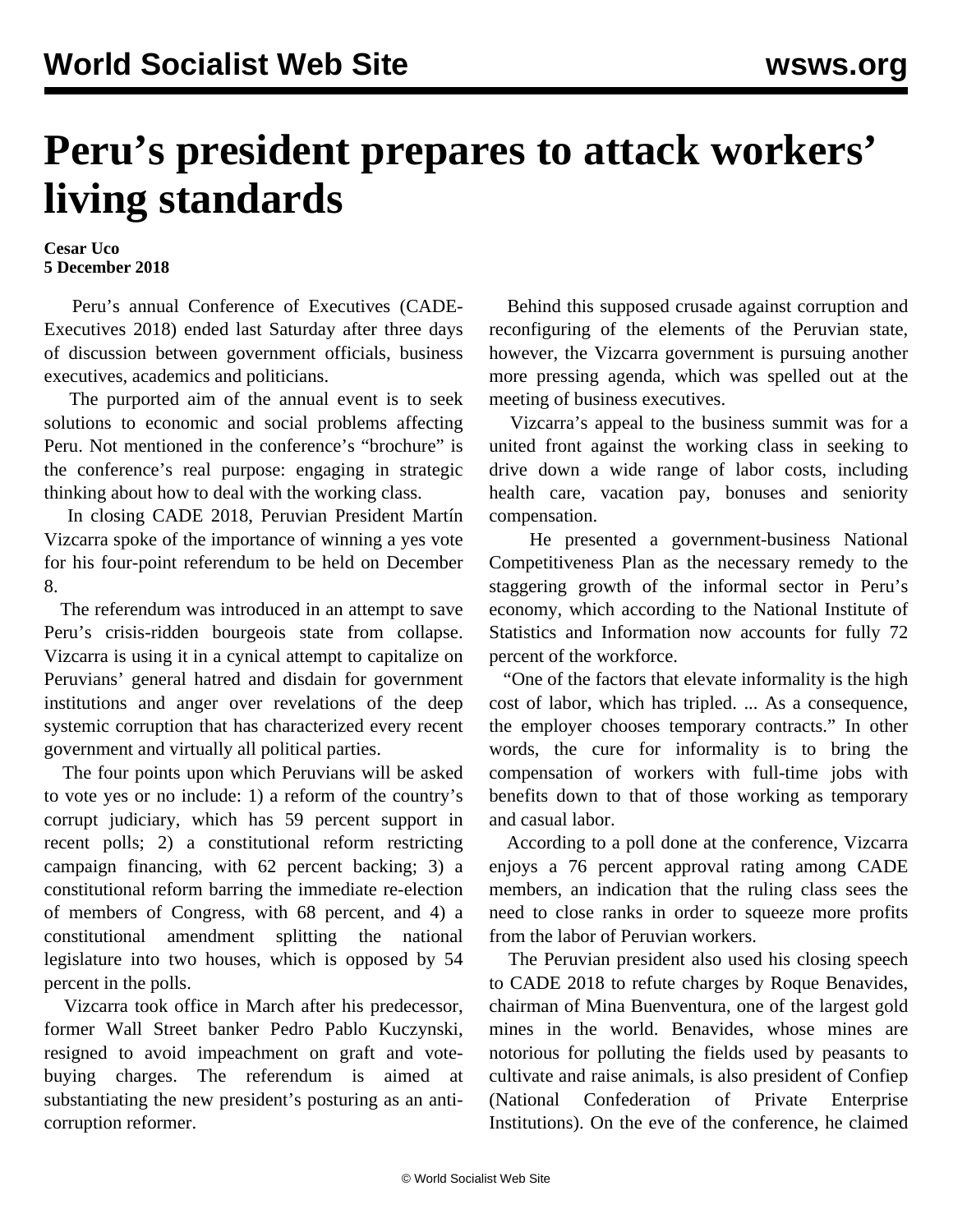# Peru's president prepares to attack workers' living standards

**Cesar Uco**
**5 December 2018**

Peru's annual Conference of Executives (CADE-Executives 2018) ended last Saturday after three days of discussion between government officials, business executives, academics and politicians.

The purported aim of the annual event is to seek solutions to economic and social problems affecting Peru. Not mentioned in the conference's "brochure" is the conference's real purpose: engaging in strategic thinking about how to deal with the working class.

In closing CADE 2018, Peruvian President Martín Vizcarra spoke of the importance of winning a yes vote for his four-point referendum to be held on December 8.

The referendum was introduced in an attempt to save Peru's crisis-ridden bourgeois state from collapse. Vizcarra is using it in a cynical attempt to capitalize on Peruvians' general hatred and disdain for government institutions and anger over revelations of the deep systemic corruption that has characterized every recent government and virtually all political parties.

The four points upon which Peruvians will be asked to vote yes or no include: 1) a reform of the country's corrupt judiciary, which has 59 percent support in recent polls; 2) a constitutional reform restricting campaign financing, with 62 percent backing; 3) a constitutional reform barring the immediate re-election of members of Congress, with 68 percent, and 4) a constitutional amendment splitting the national legislature into two houses, which is opposed by 54 percent in the polls.

Vizcarra took office in March after his predecessor, former Wall Street banker Pedro Pablo Kuczynski, resigned to avoid impeachment on graft and vote-buying charges. The referendum is aimed at substantiating the new president's posturing as an anti-corruption reformer.

Behind this supposed crusade against corruption and reconfiguring of the elements of the Peruvian state, however, the Vizcarra government is pursuing another more pressing agenda, which was spelled out at the meeting of business executives.

Vizcarra's appeal to the business summit was for a united front against the working class in seeking to drive down a wide range of labor costs, including health care, vacation pay, bonuses and seniority compensation.

He presented a government-business National Competitiveness Plan as the necessary remedy to the staggering growth of the informal sector in Peru's economy, which according to the National Institute of Statistics and Information now accounts for fully 72 percent of the workforce.

"One of the factors that elevate informality is the high cost of labor, which has tripled. ... As a consequence, the employer chooses temporary contracts." In other words, the cure for informality is to bring the compensation of workers with full-time jobs with benefits down to that of those working as temporary and casual labor.

According to a poll done at the conference, Vizcarra enjoys a 76 percent approval rating among CADE members, an indication that the ruling class sees the need to close ranks in order to squeeze more profits from the labor of Peruvian workers.

The Peruvian president also used his closing speech to CADE 2018 to refute charges by Roque Benavides, chairman of Mina Buenventura, one of the largest gold mines in the world. Benavides, whose mines are notorious for polluting the fields used by peasants to cultivate and raise animals, is also president of Confiep (National Confederation of Private Enterprise Institutions). On the eve of the conference, he claimed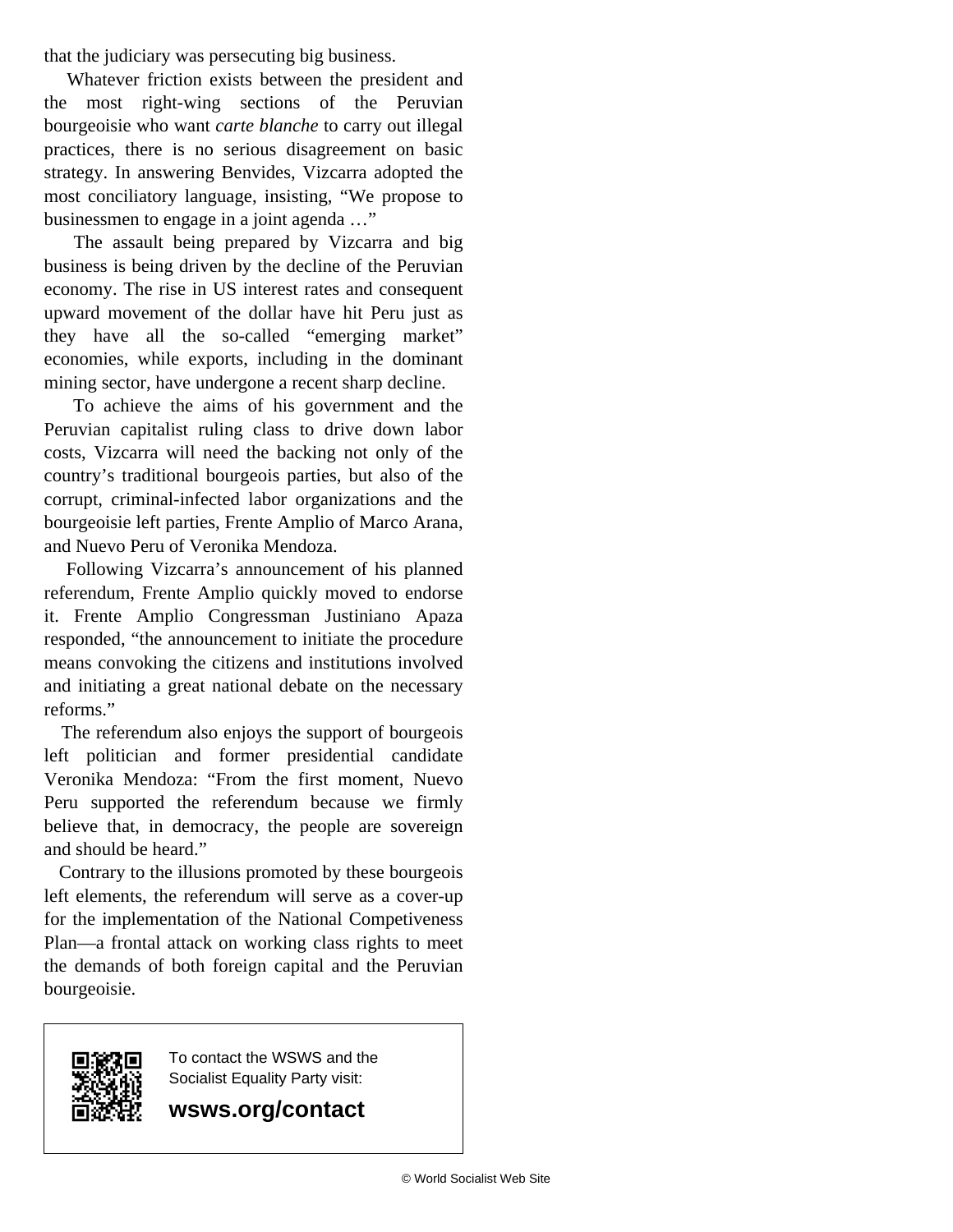that the judiciary was persecuting big business.

Whatever friction exists between the president and the most right-wing sections of the Peruvian bourgeoisie who want *carte blanche* to carry out illegal practices, there is no serious disagreement on basic strategy. In answering Benvides, Vizcarra adopted the most conciliatory language, insisting, “We propose to businessmen to engage in a joint agenda …”

The assault being prepared by Vizcarra and big business is being driven by the decline of the Peruvian economy. The rise in US interest rates and consequent upward movement of the dollar have hit Peru just as they have all the so-called “emerging market” economies, while exports, including in the dominant mining sector, have undergone a recent sharp decline.

To achieve the aims of his government and the Peruvian capitalist ruling class to drive down labor costs, Vizcarra will need the backing not only of the country’s traditional bourgeois parties, but also of the corrupt, criminal-infected labor organizations and the bourgeoisie left parties, Frente Amplio of Marco Arana, and Nuevo Peru of Veronika Mendoza.

Following Vizcarra’s announcement of his planned referendum, Frente Amplio quickly moved to endorse it. Frente Amplio Congressman Justiniano Apaza responded, “the announcement to initiate the procedure means convoking the citizens and institutions involved and initiating a great national debate on the necessary reforms.”

The referendum also enjoys the support of bourgeois left politician and former presidential candidate Veronika Mendoza: “From the first moment, Nuevo Peru supported the referendum because we firmly believe that, in democracy, the people are sovereign and should be heard.”

Contrary to the illusions promoted by these bourgeois left elements, the referendum will serve as a cover-up for the implementation of the National Competiveness Plan—a frontal attack on working class rights to meet the demands of both foreign capital and the Peruvian bourgeoisie.

To contact the WSWS and the Socialist Equality Party visit:

**wsws.org/contact**